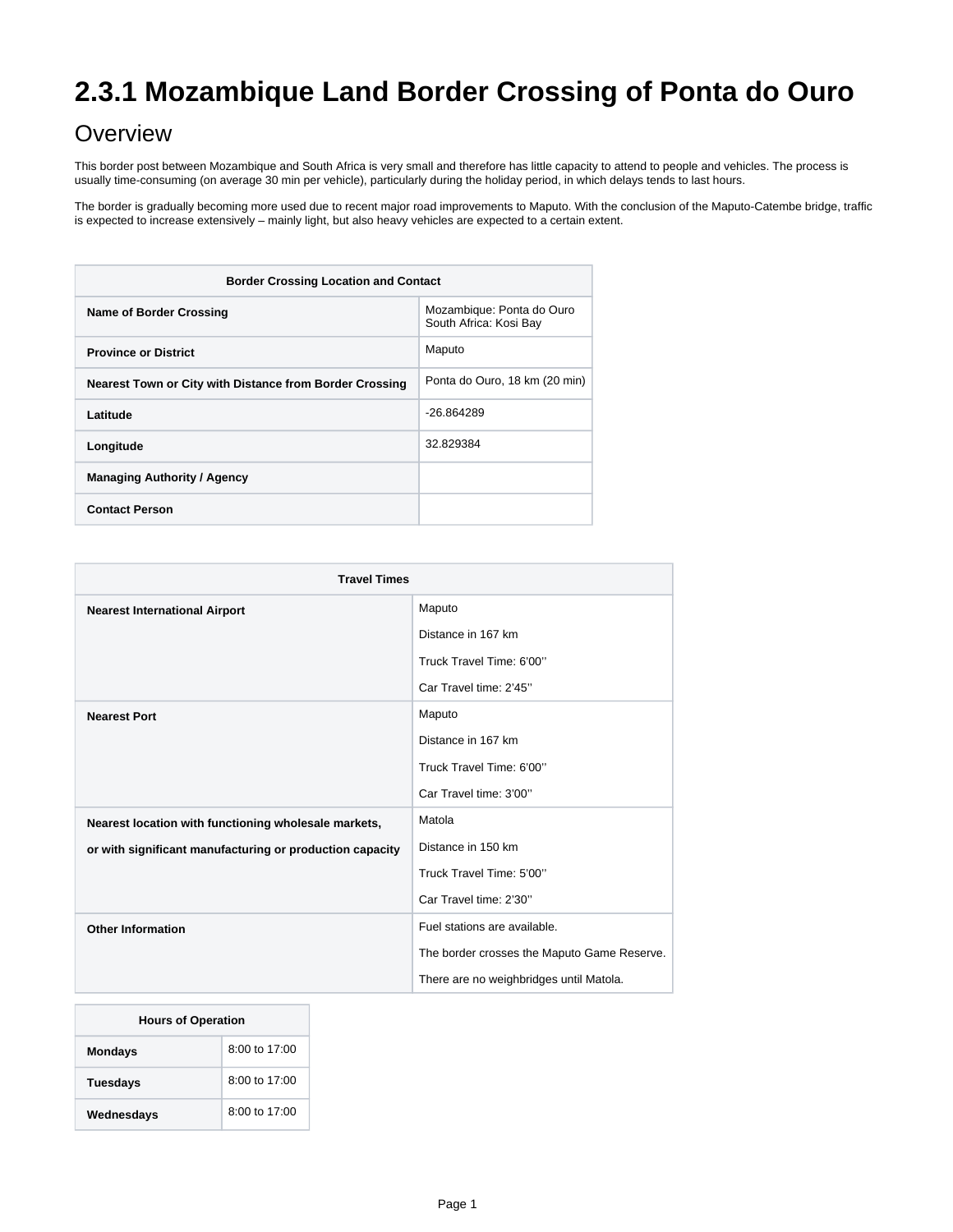# 2.3.1 Mozambique Land Border Crossing of Ponta do Ouro

## Overview

This border post between Mozambique and South Africa is very small and therefore has little capacity to attend to people and vehicles. The process is usually time-consuming (on average 30 min per vehicle), particularly during the holiday period, in which delays tends to last hours.

The border is gradually becoming more used due to recent major road improvements to Maputo. With the conclusion of the Maputo-Catembe bridge, traffic is expected to increase extensively – mainly light, but also heavy vehicles are expected to a certain extent.

| Border Crossing Location and Contact | |
|---|---|
| **Name of Border Crossing** | Mozambique: Ponta do Ouro<br>South Africa: Kosi Bay |
| **Province or District** | Maputo |
| **Nearest Town or City with Distance from Border Crossing** | Ponta do Ouro, 18 km (20 min) |
| **Latitude** | -26.864289 |
| **Longitude** | 32.829384 |
| **Managing Authority / Agency** | |
| **Contact Person** | |

| Travel Times | |
|---|---|
| **Nearest International Airport** | Maputo<br>Distance in 167 km<br>Truck Travel Time: 6'00''<br>Car Travel time: 2'45'' |
| **Nearest Port** | Maputo<br>Distance in 167 km<br>Truck Travel Time: 6'00''<br>Car Travel time: 3'00'' |
| **Nearest location with functioning wholesale markets, or with significant manufacturing or production capacity** | Matola<br>Distance in 150 km<br>Truck Travel Time: 5'00''<br>Car Travel time: 2'30'' |
| **Other Information** | Fuel stations are available.<br>The border crosses the Maputo Game Reserve.<br>There are no weighbridges until Matola. |

| Hours of Operation | |
|---|---|
| **Mondays** | 8:00 to 17:00 |
| **Tuesdays** | 8:00 to 17:00 |
| **Wednesdays** | 8:00 to 17:00 |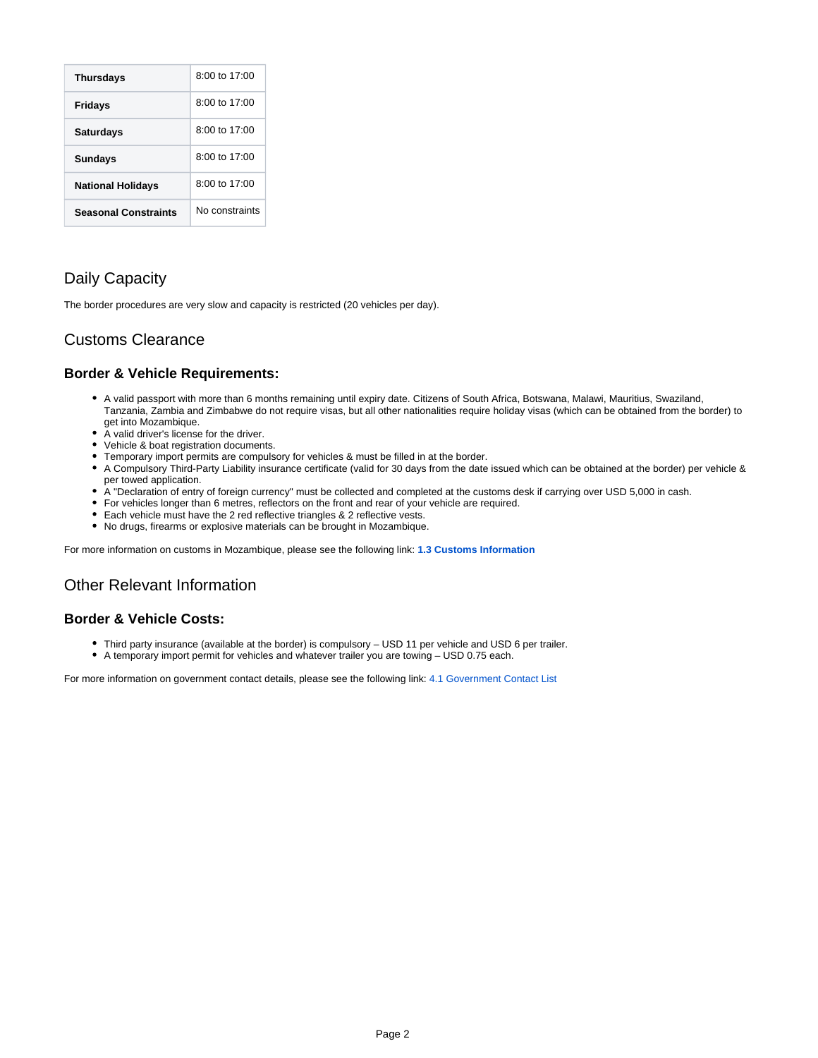| | |
| --- | --- |
| **Thursdays** | 8:00 to 17:00 |
| **Fridays** | 8:00 to 17:00 |
| **Saturdays** | 8:00 to 17:00 |
| **Sundays** | 8:00 to 17:00 |
| **National Holidays** | 8:00 to 17:00 |
| **Seasonal Constraints** | No constraints |

## Daily Capacity

The border procedures are very slow and capacity is restricted (20 vehicles per day).

## Customs Clearance

### Border & Vehicle Requirements:

- A valid passport with more than 6 months remaining until expiry date. Citizens of South Africa, Botswana, Malawi, Mauritius, Swaziland, Tanzania, Zambia and Zimbabwe do not require visas, but all other nationalities require holiday visas (which can be obtained from the border) to get into Mozambique.
- A valid driver's license for the driver.
- Vehicle & boat registration documents.
- Temporary import permits are compulsory for vehicles & must be filled in at the border.
- A Compulsory Third-Party Liability insurance certificate (valid for 30 days from the date issued which can be obtained at the border) per vehicle & per towed application.
- A "Declaration of entry of foreign currency" must be collected and completed at the customs desk if carrying over USD 5,000 in cash.
- For vehicles longer than 6 metres, reflectors on the front and rear of your vehicle are required.
- Each vehicle must have the 2 red reflective triangles & 2 reflective vests.
- No drugs, firearms or explosive materials can be brought in Mozambique.

For more information on customs in Mozambique, please see the following link: **1.3 Customs Information**

## Other Relevant Information

### Border & Vehicle Costs:

- Third party insurance (available at the border) is compulsory – USD 11 per vehicle and USD 6 per trailer.
- A temporary import permit for vehicles and whatever trailer you are towing – USD 0.75 each.

For more information on government contact details, please see the following link: 4.1 Government Contact List